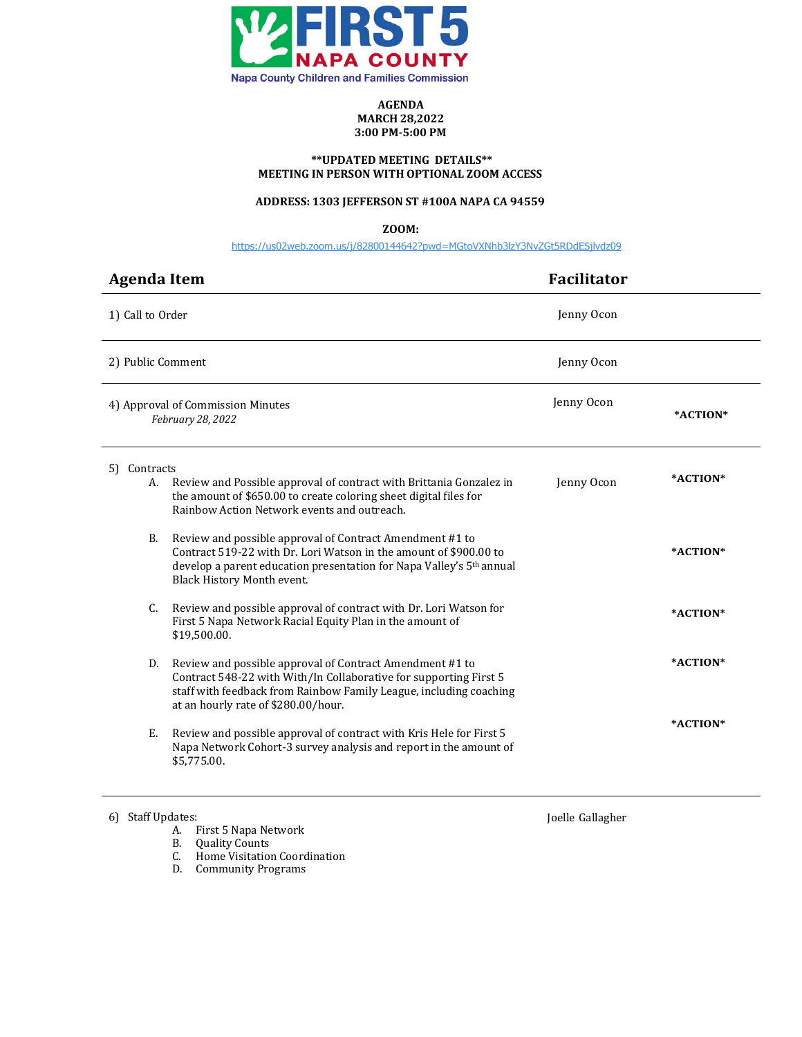FIRST 5 NAPA COUNTY

Napa County Children and Families Commission

**AGENDA**
**MARCH 28,2022**
**3:00 PM-5:00 PM**

**\*\*UPDATED MEETING DETAILS\*\***
**MEETING IN PERSON WITH OPTIONAL ZOOM ACCESS**

**ADDRESS: 1303 JEFFERSON ST #100A NAPA CA 94559**

**ZOOM:**

https://us02web.zoom.us/j/82800144642?pwd=MGtoVXNhb3lzY3NvZGt5RDdESjlvdz09

| Agenda Item | Facilitator | |
|---|---|---|
| 1) Call to Order | Jenny Ocon | |
| 2) Public Comment | Jenny Ocon | |
| 4) Approval of Commission Minutes<br>*February 28, 2022* | Jenny Ocon | **\*ACTION\*** |
| 5) Contracts<br>A. Review and Possible approval of contract with Brittania Gonzalez in the amount of $650.00 to create coloring sheet digital files for Rainbow Action Network events and outreach. | Jenny Ocon | **\*ACTION\*** |
| B. Review and possible approval of Contract Amendment #1 to Contract 519-22 with Dr. Lori Watson in the amount of $900.00 to develop a parent education presentation for Napa Valley's 5th annual Black History Month event. | | **\*ACTION\*** |
| C. Review and possible approval of contract with Dr. Lori Watson for First 5 Napa Network Racial Equity Plan in the amount of $19,500.00. | | **\*ACTION\*** |
| D. Review and possible approval of Contract Amendment #1 to Contract 548-22 with With/In Collaborative for supporting First 5 staff with feedback from Rainbow Family League, including coaching at an hourly rate of $280.00/hour. | | **\*ACTION\*** |
| E. Review and possible approval of contract with Kris Hele for First 5 Napa Network Cohort-3 survey analysis and report in the amount of $5,775.00. | | **\*ACTION\*** |
| 6) Staff Updates:<br>A. First 5 Napa Network<br>B. Quality Counts<br>C. Home Visitation Coordination<br>D. Community Programs | Joelle Gallagher | |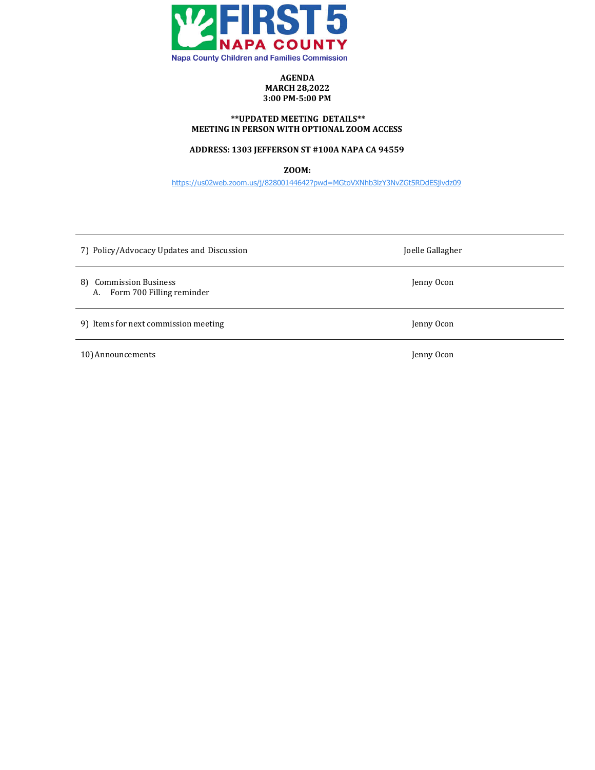FIRST 5 NAPA COUNTY

Napa County Children and Families Commission

**AGENDA**
**MARCH 28,2022**
**3:00 PM-5:00 PM**

**\*\*UPDATED MEETING DETAILS\*\***
**MEETING IN PERSON WITH OPTIONAL ZOOM ACCESS**

**ADDRESS: 1303 JEFFERSON ST #100A NAPA CA 94559**

**ZOOM:**

https://us02web.zoom.us/j/82800144642?pwd=MGtoVXNhb3lzY3NvZGt5RDdESjlvdz09

| | |
|---|---|
| 7) Policy/Advocacy Updates and Discussion | Joelle Gallagher |
| 8) Commission Business<br>A. Form 700 Filling reminder | Jenny Ocon |
| 9) Items for next commission meeting | Jenny Ocon |
| 10) Announcements | Jenny Ocon |